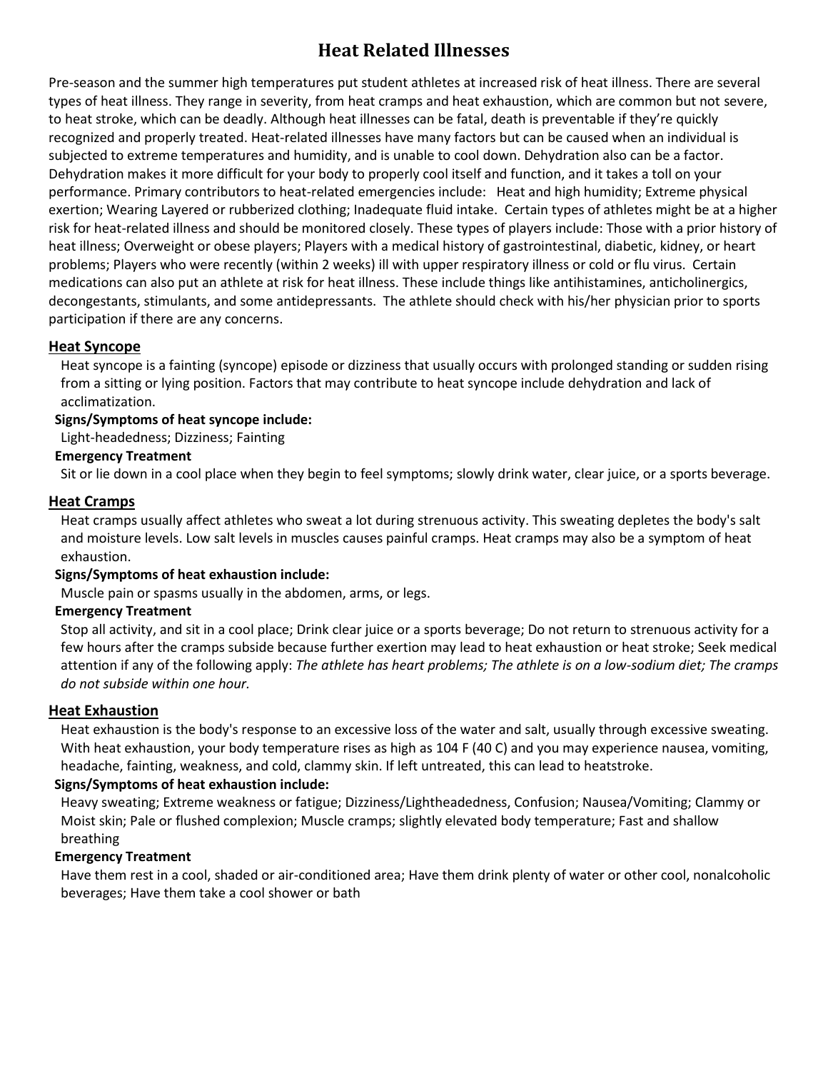# Heat Related Illnesses

Pre-season and the summer high temperatures put student athletes at increased risk of heat illness. There are several types of heat illness. They range in severity, from heat cramps and heat exhaustion, which are common but not severe, to heat stroke, which can be deadly. Although heat illnesses can be fatal, death is preventable if they're quickly recognized and properly treated. Heat-related illnesses have many factors but can be caused when an individual is subjected to extreme temperatures and humidity, and is unable to cool down. Dehydration also can be a factor. Dehydration makes it more difficult for your body to properly cool itself and function, and it takes a toll on your performance. Primary contributors to heat-related emergencies include: Heat and high humidity; Extreme physical exertion; Wearing Layered or rubberized clothing; Inadequate fluid intake. Certain types of athletes might be at a higher risk for heat-related illness and should be monitored closely. These types of players include: Those with a prior history of heat illness; Overweight or obese players; Players with a medical history of gastrointestinal, diabetic, kidney, or heart problems; Players who were recently (within 2 weeks) ill with upper respiratory illness or cold or flu virus. Certain medications can also put an athlete at risk for heat illness. These include things like antihistamines, anticholinergics, decongestants, stimulants, and some antidepressants. The athlete should check with his/her physician prior to sports participation if there are any concerns.

## Heat Syncope

Heat syncope is a fainting (syncope) episode or dizziness that usually occurs with prolonged standing or sudden rising from a sitting or lying position. Factors that may contribute to heat syncope include dehydration and lack of acclimatization.

**Signs/Symptoms of heat syncope include:**

Light-headedness; Dizziness; Fainting

**Emergency Treatment**

Sit or lie down in a cool place when they begin to feel symptoms; slowly drink water, clear juice, or a sports beverage.

## Heat Cramps

Heat cramps usually affect athletes who sweat a lot during strenuous activity. This sweating depletes the body's salt and moisture levels. Low salt levels in muscles causes painful cramps. Heat cramps may also be a symptom of heat exhaustion.

**Signs/Symptoms of heat exhaustion include:**

Muscle pain or spasms usually in the abdomen, arms, or legs.

**Emergency Treatment**

Stop all activity, and sit in a cool place; Drink clear juice or a sports beverage; Do not return to strenuous activity for a few hours after the cramps subside because further exertion may lead to heat exhaustion or heat stroke; Seek medical attention if any of the following apply: *The athlete has heart problems; The athlete is on a low-sodium diet; The cramps do not subside within one hour.*

## Heat Exhaustion

Heat exhaustion is the body's response to an excessive loss of the water and salt, usually through excessive sweating. With heat exhaustion, your body temperature rises as high as 104 F (40 C) and you may experience nausea, vomiting, headache, fainting, weakness, and cold, clammy skin. If left untreated, this can lead to heatstroke.

**Signs/Symptoms of heat exhaustion include:**

Heavy sweating; Extreme weakness or fatigue; Dizziness/Lightheadedness, Confusion; Nausea/Vomiting; Clammy or Moist skin; Pale or flushed complexion; Muscle cramps; slightly elevated body temperature; Fast and shallow breathing

**Emergency Treatment**

Have them rest in a cool, shaded or air-conditioned area; Have them drink plenty of water or other cool, nonalcoholic beverages; Have them take a cool shower or bath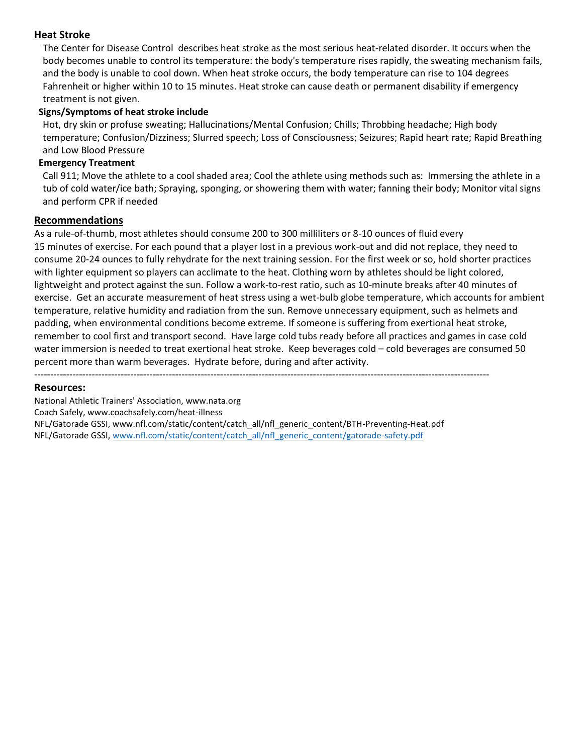## Heat Stroke

The Center for Disease Control describes heat stroke as the most serious heat-related disorder. It occurs when the body becomes unable to control its temperature: the body's temperature rises rapidly, the sweating mechanism fails, and the body is unable to cool down. When heat stroke occurs, the body temperature can rise to 104 degrees Fahrenheit or higher within 10 to 15 minutes. Heat stroke can cause death or permanent disability if emergency treatment is not given.

**Signs/Symptoms of heat stroke include**

Hot, dry skin or profuse sweating; Hallucinations/Mental Confusion; Chills; Throbbing headache; High body temperature; Confusion/Dizziness; Slurred speech; Loss of Consciousness; Seizures; Rapid heart rate; Rapid Breathing and Low Blood Pressure

**Emergency Treatment**

Call 911; Move the athlete to a cool shaded area; Cool the athlete using methods such as: Immersing the athlete in a tub of cold water/ice bath; Spraying, sponging, or showering them with water; fanning their body; Monitor vital signs and perform CPR if needed

## Recommendations

As a rule-of-thumb, most athletes should consume 200 to 300 milliliters or 8-10 ounces of fluid every 15 minutes of exercise. For each pound that a player lost in a previous work-out and did not replace, they need to consume 20-24 ounces to fully rehydrate for the next training session. For the first week or so, hold shorter practices with lighter equipment so players can acclimate to the heat. Clothing worn by athletes should be light colored, lightweight and protect against the sun. Follow a work-to-rest ratio, such as 10-minute breaks after 40 minutes of exercise. Get an accurate measurement of heat stress using a wet-bulb globe temperature, which accounts for ambient temperature, relative humidity and radiation from the sun. Remove unnecessary equipment, such as helmets and padding, when environmental conditions become extreme. If someone is suffering from exertional heat stroke, remember to cool first and transport second. Have large cold tubs ready before all practices and games in case cold water immersion is needed to treat exertional heat stroke. Keep beverages cold – cold beverages are consumed 50 percent more than warm beverages. Hydrate before, during and after activity.

---

**Resources:**

National Athletic Trainers' Association, www.nata.org
Coach Safely, www.coachsafely.com/heat-illness
NFL/Gatorade GSSI, www.nfl.com/static/content/catch_all/nfl_generic_content/BTH-Preventing-Heat.pdf
NFL/Gatorade GSSI, www.nfl.com/static/content/catch_all/nfl_generic_content/gatorade-safety.pdf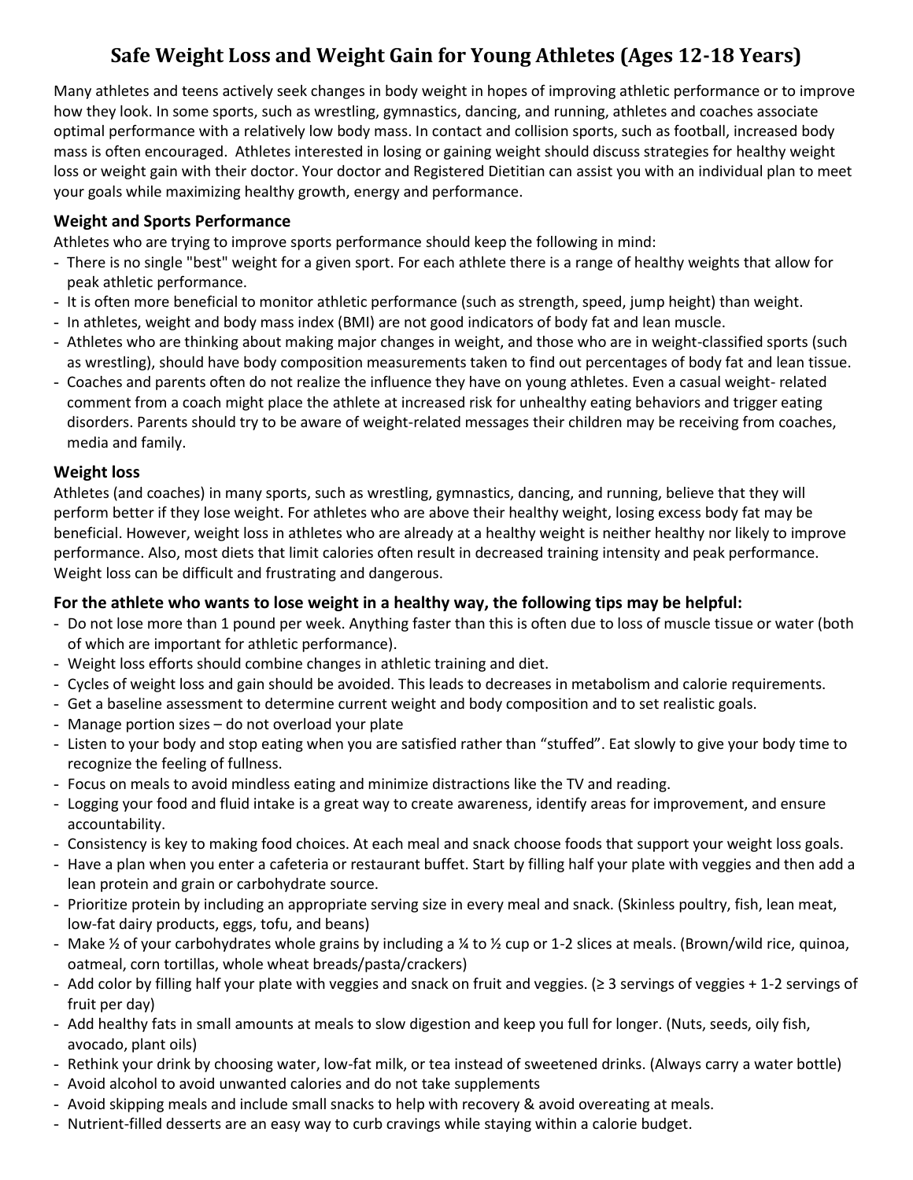# Safe Weight Loss and Weight Gain for Young Athletes (Ages 12-18 Years)

Many athletes and teens actively seek changes in body weight in hopes of improving athletic performance or to improve how they look. In some sports, such as wrestling, gymnastics, dancing, and running, athletes and coaches associate optimal performance with a relatively low body mass. In contact and collision sports, such as football, increased body mass is often encouraged. Athletes interested in losing or gaining weight should discuss strategies for healthy weight loss or weight gain with their doctor. Your doctor and Registered Dietitian can assist you with an individual plan to meet your goals while maximizing healthy growth, energy and performance.

## Weight and Sports Performance

Athletes who are trying to improve sports performance should keep the following in mind:

- There is no single "best" weight for a given sport. For each athlete there is a range of healthy weights that allow for peak athletic performance.
- It is often more beneficial to monitor athletic performance (such as strength, speed, jump height) than weight.
- In athletes, weight and body mass index (BMI) are not good indicators of body fat and lean muscle.
- Athletes who are thinking about making major changes in weight, and those who are in weight-classified sports (such as wrestling), should have body composition measurements taken to find out percentages of body fat and lean tissue.
- Coaches and parents often do not realize the influence they have on young athletes. Even a casual weight- related comment from a coach might place the athlete at increased risk for unhealthy eating behaviors and trigger eating disorders. Parents should try to be aware of weight-related messages their children may be receiving from coaches, media and family.

## Weight loss

Athletes (and coaches) in many sports, such as wrestling, gymnastics, dancing, and running, believe that they will perform better if they lose weight. For athletes who are above their healthy weight, losing excess body fat may be beneficial. However, weight loss in athletes who are already at a healthy weight is neither healthy nor likely to improve performance. Also, most diets that limit calories often result in decreased training intensity and peak performance. Weight loss can be difficult and frustrating and dangerous.

### For the athlete who wants to lose weight in a healthy way, the following tips may be helpful:

- Do not lose more than 1 pound per week. Anything faster than this is often due to loss of muscle tissue or water (both of which are important for athletic performance).
- Weight loss efforts should combine changes in athletic training and diet.
- Cycles of weight loss and gain should be avoided. This leads to decreases in metabolism and calorie requirements.
- Get a baseline assessment to determine current weight and body composition and to set realistic goals.
- Manage portion sizes – do not overload your plate
- Listen to your body and stop eating when you are satisfied rather than "stuffed". Eat slowly to give your body time to recognize the feeling of fullness.
- Focus on meals to avoid mindless eating and minimize distractions like the TV and reading.
- Logging your food and fluid intake is a great way to create awareness, identify areas for improvement, and ensure accountability.
- Consistency is key to making food choices. At each meal and snack choose foods that support your weight loss goals.
- Have a plan when you enter a cafeteria or restaurant buffet. Start by filling half your plate with veggies and then add a lean protein and grain or carbohydrate source.
- Prioritize protein by including an appropriate serving size in every meal and snack. (Skinless poultry, fish, lean meat, low-fat dairy products, eggs, tofu, and beans)
- Make ½ of your carbohydrates whole grains by including a ¼ to ½ cup or 1-2 slices at meals. (Brown/wild rice, quinoa, oatmeal, corn tortillas, whole wheat breads/pasta/crackers)
- Add color by filling half your plate with veggies and snack on fruit and veggies. (≥ 3 servings of veggies + 1-2 servings of fruit per day)
- Add healthy fats in small amounts at meals to slow digestion and keep you full for longer. (Nuts, seeds, oily fish, avocado, plant oils)
- Rethink your drink by choosing water, low-fat milk, or tea instead of sweetened drinks. (Always carry a water bottle)
- Avoid alcohol to avoid unwanted calories and do not take supplements
- Avoid skipping meals and include small snacks to help with recovery & avoid overeating at meals.
- Nutrient-filled desserts are an easy way to curb cravings while staying within a calorie budget.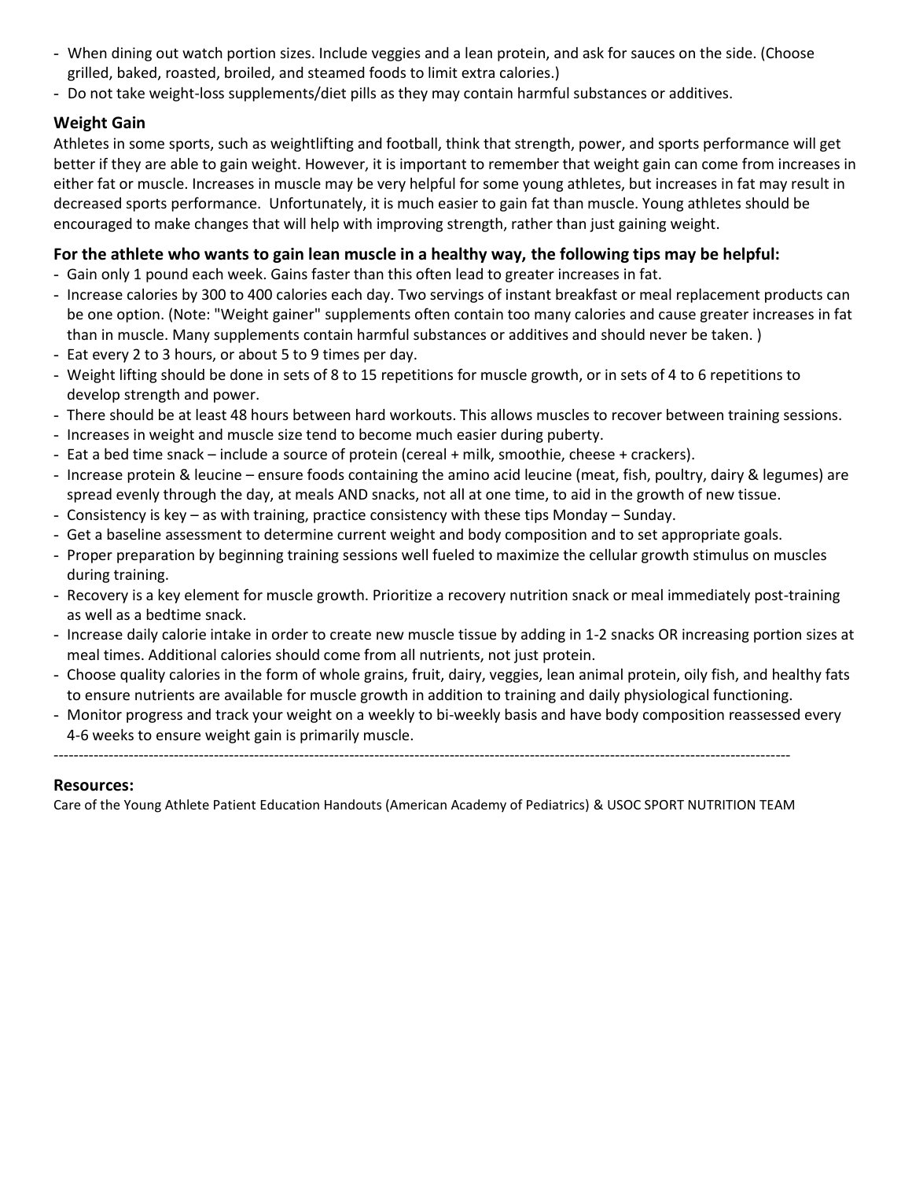- When dining out watch portion sizes. Include veggies and a lean protein, and ask for sauces on the side. (Choose grilled, baked, roasted, broiled, and steamed foods to limit extra calories.)
- Do not take weight-loss supplements/diet pills as they may contain harmful substances or additives.

### Weight Gain

Athletes in some sports, such as weightlifting and football, think that strength, power, and sports performance will get better if they are able to gain weight. However, it is important to remember that weight gain can come from increases in either fat or muscle. Increases in muscle may be very helpful for some young athletes, but increases in fat may result in decreased sports performance. Unfortunately, it is much easier to gain fat than muscle. Young athletes should be encouraged to make changes that will help with improving strength, rather than just gaining weight.

### For the athlete who wants to gain lean muscle in a healthy way, the following tips may be helpful:

- Gain only 1 pound each week. Gains faster than this often lead to greater increases in fat.
- Increase calories by 300 to 400 calories each day. Two servings of instant breakfast or meal replacement products can be one option. (Note: "Weight gainer" supplements often contain too many calories and cause greater increases in fat than in muscle. Many supplements contain harmful substances or additives and should never be taken. )
- Eat every 2 to 3 hours, or about 5 to 9 times per day.
- Weight lifting should be done in sets of 8 to 15 repetitions for muscle growth, or in sets of 4 to 6 repetitions to develop strength and power.
- There should be at least 48 hours between hard workouts. This allows muscles to recover between training sessions.
- Increases in weight and muscle size tend to become much easier during puberty.
- Eat a bed time snack – include a source of protein (cereal + milk, smoothie, cheese + crackers).
- Increase protein & leucine – ensure foods containing the amino acid leucine (meat, fish, poultry, dairy & legumes) are spread evenly through the day, at meals AND snacks, not all at one time, to aid in the growth of new tissue.
- Consistency is key – as with training, practice consistency with these tips Monday – Sunday.
- Get a baseline assessment to determine current weight and body composition and to set appropriate goals.
- Proper preparation by beginning training sessions well fueled to maximize the cellular growth stimulus on muscles during training.
- Recovery is a key element for muscle growth. Prioritize a recovery nutrition snack or meal immediately post-training as well as a bedtime snack.
- Increase daily calorie intake in order to create new muscle tissue by adding in 1-2 snacks OR increasing portion sizes at meal times. Additional calories should come from all nutrients, not just protein.
- Choose quality calories in the form of whole grains, fruit, dairy, veggies, lean animal protein, oily fish, and healthy fats to ensure nutrients are available for muscle growth in addition to training and daily physiological functioning.
- Monitor progress and track your weight on a weekly to bi-weekly basis and have body composition reassessed every 4-6 weeks to ensure weight gain is primarily muscle.

---

### Resources:

Care of the Young Athlete Patient Education Handouts (American Academy of Pediatrics) & USOC SPORT NUTRITION TEAM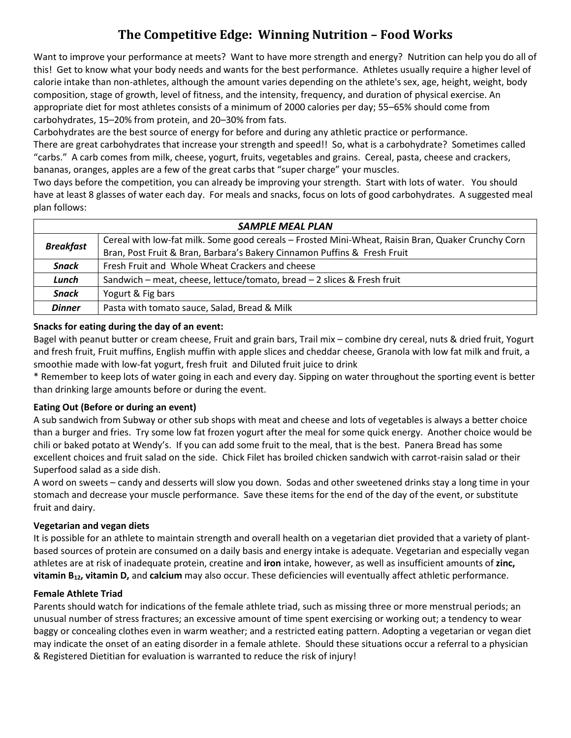# The Competitive Edge: Winning Nutrition – Food Works

Want to improve your performance at meets? Want to have more strength and energy? Nutrition can help you do all of this! Get to know what your body needs and wants for the best performance. Athletes usually require a higher level of calorie intake than non-athletes, although the amount varies depending on the athlete's sex, age, height, weight, body composition, stage of growth, level of fitness, and the intensity, frequency, and duration of physical exercise. An appropriate diet for most athletes consists of a minimum of 2000 calories per day; 55–65% should come from carbohydrates, 15–20% from protein, and 20–30% from fats.

Carbohydrates are the best source of energy for before and during any athletic practice or performance.

There are great carbohydrates that increase your strength and speed!! So, what is a carbohydrate? Sometimes called "carbs." A carb comes from milk, cheese, yogurt, fruits, vegetables and grains. Cereal, pasta, cheese and crackers, bananas, oranges, apples are a few of the great carbs that "super charge" your muscles.

Two days before the competition, you can already be improving your strength. Start with lots of water. You should have at least 8 glasses of water each day. For meals and snacks, focus on lots of good carbohydrates. A suggested meal plan follows:

| ***SAMPLE MEAL PLAN*** | |
|---|---|
| ***Breakfast*** | Cereal with low-fat milk. Some good cereals – Frosted Mini-Wheat, Raisin Bran, Quaker Crunchy Corn Bran, Post Fruit & Bran, Barbara's Bakery Cinnamon Puffins & Fresh Fruit |
| ***Snack*** | Fresh Fruit and Whole Wheat Crackers and cheese |
| ***Lunch*** | Sandwich – meat, cheese, lettuce/tomato, bread – 2 slices & Fresh fruit |
| ***Snack*** | Yogurt & Fig bars |
| ***Dinner*** | Pasta with tomato sauce, Salad, Bread & Milk |

**Snacks for eating during the day of an event:**

Bagel with peanut butter or cream cheese, Fruit and grain bars, Trail mix – combine dry cereal, nuts & dried fruit, Yogurt and fresh fruit, Fruit muffins, English muffin with apple slices and cheddar cheese, Granola with low fat milk and fruit, a smoothie made with low-fat yogurt, fresh fruit and Diluted fruit juice to drink

* Remember to keep lots of water going in each and every day. Sipping on water throughout the sporting event is better than drinking large amounts before or during the event.

**Eating Out (Before or during an event)**

A sub sandwich from Subway or other sub shops with meat and cheese and lots of vegetables is always a better choice than a burger and fries. Try some low fat frozen yogurt after the meal for some quick energy. Another choice would be chili or baked potato at Wendy's. If you can add some fruit to the meal, that is the best. Panera Bread has some excellent choices and fruit salad on the side. Chick Filet has broiled chicken sandwich with carrot-raisin salad or their Superfood salad as a side dish.

A word on sweets – candy and desserts will slow you down. Sodas and other sweetened drinks stay a long time in your stomach and decrease your muscle performance. Save these items for the end of the day of the event, or substitute fruit and dairy.

**Vegetarian and vegan diets**

It is possible for an athlete to maintain strength and overall health on a vegetarian diet provided that a variety of plant-based sources of protein are consumed on a daily basis and energy intake is adequate. Vegetarian and especially vegan athletes are at risk of inadequate protein, creatine and **iron** intake, however, as well as insufficient amounts of **zinc, vitamin $B_{12}$, vitamin D,** and **calcium** may also occur. These deficiencies will eventually affect athletic performance.

**Female Athlete Triad**

Parents should watch for indications of the female athlete triad, such as missing three or more menstrual periods; an unusual number of stress fractures; an excessive amount of time spent exercising or working out; a tendency to wear baggy or concealing clothes even in warm weather; and a restricted eating pattern. Adopting a vegetarian or vegan diet may indicate the onset of an eating disorder in a female athlete. Should these situations occur a referral to a physician & Registered Dietitian for evaluation is warranted to reduce the risk of injury!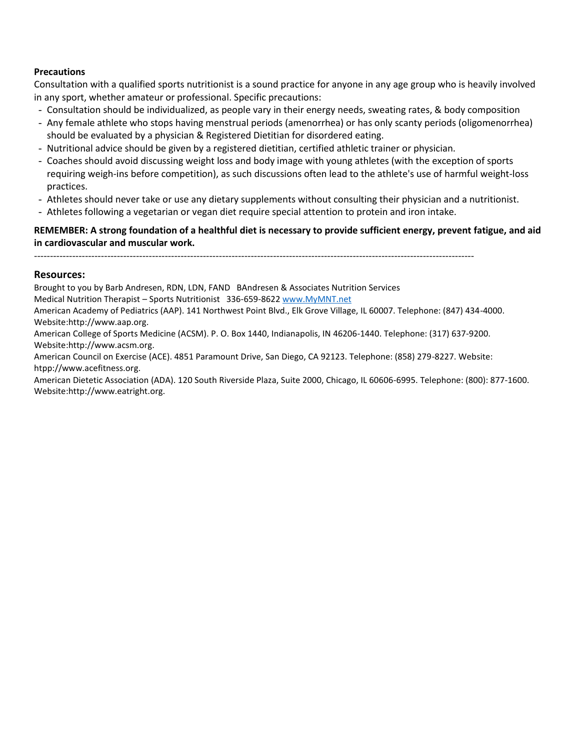**Precautions**

Consultation with a qualified sports nutritionist is a sound practice for anyone in any age group who is heavily involved in any sport, whether amateur or professional. Specific precautions:

- Consultation should be individualized, as people vary in their energy needs, sweating rates, & body composition
- Any female athlete who stops having menstrual periods (amenorrhea) or has only scanty periods (oligomenorrhea) should be evaluated by a physician & Registered Dietitian for disordered eating.
- Nutritional advice should be given by a registered dietitian, certified athletic trainer or physician.
- Coaches should avoid discussing weight loss and body image with young athletes (with the exception of sports requiring weigh-ins before competition), as such discussions often lead to the athlete's use of harmful weight-loss practices.
- Athletes should never take or use any dietary supplements without consulting their physician and a nutritionist.
- Athletes following a vegetarian or vegan diet require special attention to protein and iron intake.

**REMEMBER: A strong foundation of a healthful diet is necessary to provide sufficient energy, prevent fatigue, and aid in cardiovascular and muscular work.**

---

## Resources:

Brought to you by Barb Andresen, RDN, LDN, FAND BAndresen & Associates Nutrition Services
Medical Nutrition Therapist – Sports Nutritionist 336-659-8622 [www.MyMNT.net](www.MyMNT.net)

American Academy of Pediatrics (AAP). 141 Northwest Point Blvd., Elk Grove Village, IL 60007. Telephone: (847) 434-4000. Website:http://www.aap.org.

American College of Sports Medicine (ACSM). P. O. Box 1440, Indianapolis, IN 46206-1440. Telephone: (317) 637-9200. Website:http://www.acsm.org.

American Council on Exercise (ACE). 4851 Paramount Drive, San Diego, CA 92123. Telephone: (858) 279-8227. Website: htpp://www.acefitness.org.

American Dietetic Association (ADA). 120 South Riverside Plaza, Suite 2000, Chicago, IL 60606-6995. Telephone: (800): 877-1600. Website:http://www.eatright.org.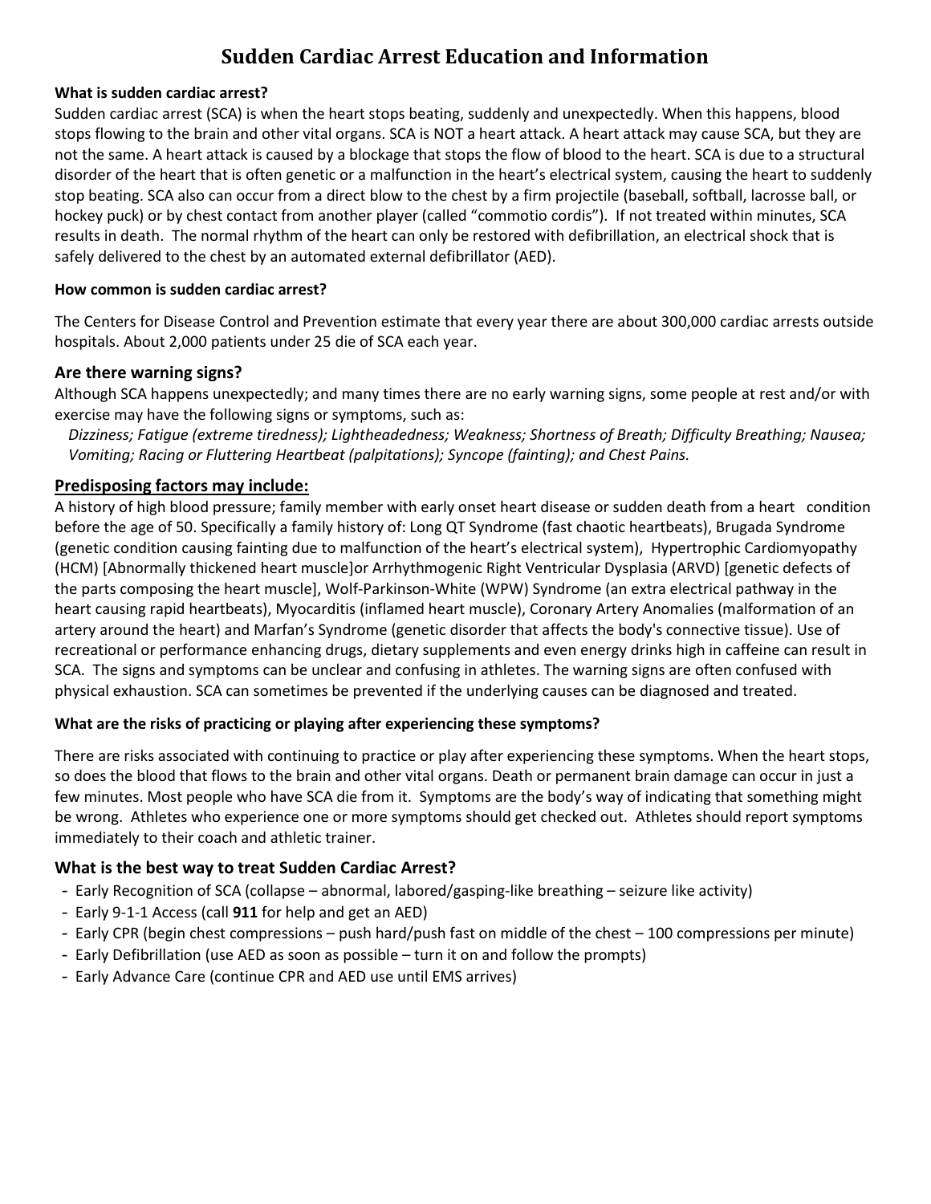# Sudden Cardiac Arrest Education and Information

**What is sudden cardiac arrest?**

Sudden cardiac arrest (SCA) is when the heart stops beating, suddenly and unexpectedly. When this happens, blood stops flowing to the brain and other vital organs. SCA is NOT a heart attack. A heart attack may cause SCA, but they are not the same. A heart attack is caused by a blockage that stops the flow of blood to the heart. SCA is due to a structural disorder of the heart that is often genetic or a malfunction in the heart's electrical system, causing the heart to suddenly stop beating. SCA also can occur from a direct blow to the chest by a firm projectile (baseball, softball, lacrosse ball, or hockey puck) or by chest contact from another player (called "commotio cordis"). If not treated within minutes, SCA results in death. The normal rhythm of the heart can only be restored with defibrillation, an electrical shock that is safely delivered to the chest by an automated external defibrillator (AED).

**How common is sudden cardiac arrest?**

The Centers for Disease Control and Prevention estimate that every year there are about 300,000 cardiac arrests outside hospitals. About 2,000 patients under 25 die of SCA each year.

## Are there warning signs?

Although SCA happens unexpectedly; and many times there are no early warning signs, some people at rest and/or with exercise may have the following signs or symptoms, such as:

*Dizziness; Fatigue (extreme tiredness); Lightheadedness; Weakness; Shortness of Breath; Difficulty Breathing; Nausea; Vomiting; Racing or Fluttering Heartbeat (palpitations); Syncope (fainting); and Chest Pains.*

## Predisposing factors may include:

A history of high blood pressure; family member with early onset heart disease or sudden death from a heart condition before the age of 50. Specifically a family history of: Long QT Syndrome (fast chaotic heartbeats), Brugada Syndrome (genetic condition causing fainting due to malfunction of the heart's electrical system), Hypertrophic Cardiomyopathy (HCM) [Abnormally thickened heart muscle]or Arrhythmogenic Right Ventricular Dysplasia (ARVD) [genetic defects of the parts composing the heart muscle], Wolf-Parkinson-White (WPW) Syndrome (an extra electrical pathway in the heart causing rapid heartbeats), Myocarditis (inflamed heart muscle), Coronary Artery Anomalies (malformation of an artery around the heart) and Marfan's Syndrome (genetic disorder that affects the body's connective tissue). Use of recreational or performance enhancing drugs, dietary supplements and even energy drinks high in caffeine can result in SCA. The signs and symptoms can be unclear and confusing in athletes. The warning signs are often confused with physical exhaustion. SCA can sometimes be prevented if the underlying causes can be diagnosed and treated.

**What are the risks of practicing or playing after experiencing these symptoms?**

There are risks associated with continuing to practice or play after experiencing these symptoms. When the heart stops, so does the blood that flows to the brain and other vital organs. Death or permanent brain damage can occur in just a few minutes. Most people who have SCA die from it. Symptoms are the body's way of indicating that something might be wrong. Athletes who experience one or more symptoms should get checked out. Athletes should report symptoms immediately to their coach and athletic trainer.

## What is the best way to treat Sudden Cardiac Arrest?

- Early Recognition of SCA (collapse – abnormal, labored/gasping-like breathing – seizure like activity)
- Early 9-1-1 Access (call **911** for help and get an AED)
- Early CPR (begin chest compressions – push hard/push fast on middle of the chest – 100 compressions per minute)
- Early Defibrillation (use AED as soon as possible – turn it on and follow the prompts)
- Early Advance Care (continue CPR and AED use until EMS arrives)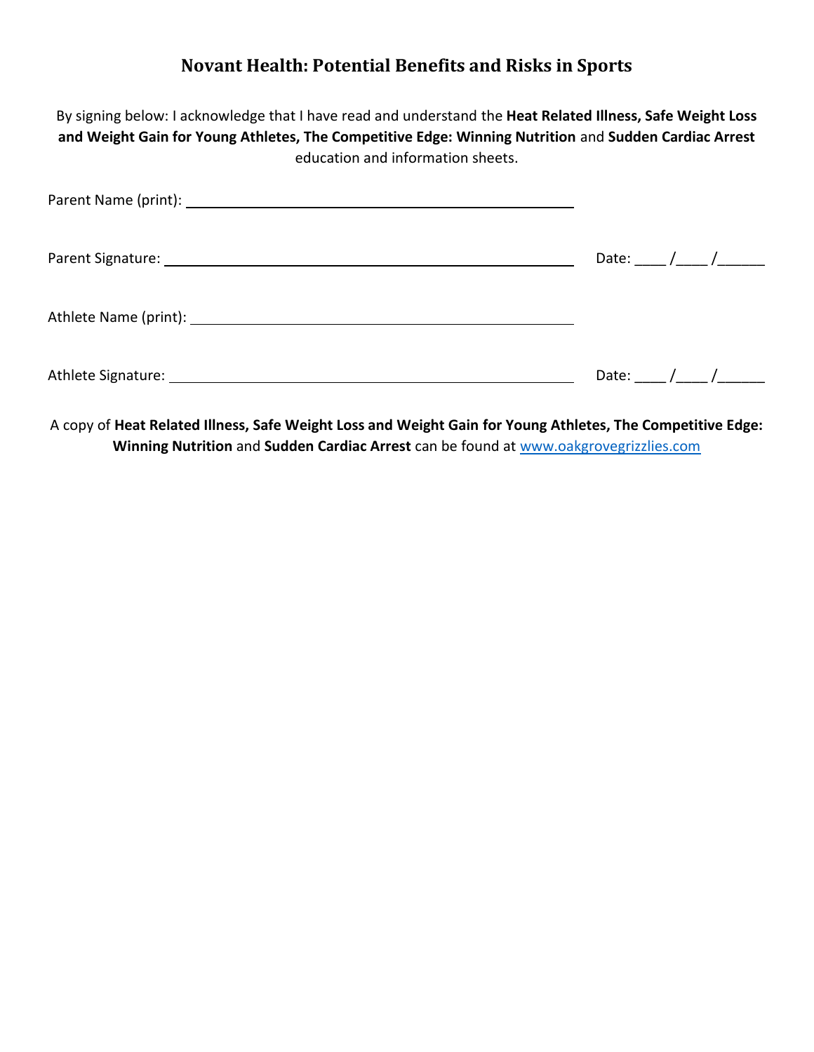## Novant Health: Potential Benefits and Risks in Sports

By signing below: I acknowledge that I have read and understand the **Heat Related Illness, Safe Weight Loss and Weight Gain for Young Athletes, The Competitive Edge: Winning Nutrition** and **Sudden Cardiac Arrest** education and information sheets.

Parent Name (print): ______________________________________________

Parent Signature: ______________________________________________ Date: ____ /____ /______

Athlete Name (print): ______________________________________________

Athlete Signature: ______________________________________________ Date: ____ /____ /______

A copy of **Heat Related Illness, Safe Weight Loss and Weight Gain for Young Athletes, The Competitive Edge: Winning Nutrition** and **Sudden Cardiac Arrest** can be found at [www.oakgrovegrizzlies.com](http://www.oakgrovegrizzlies.com)